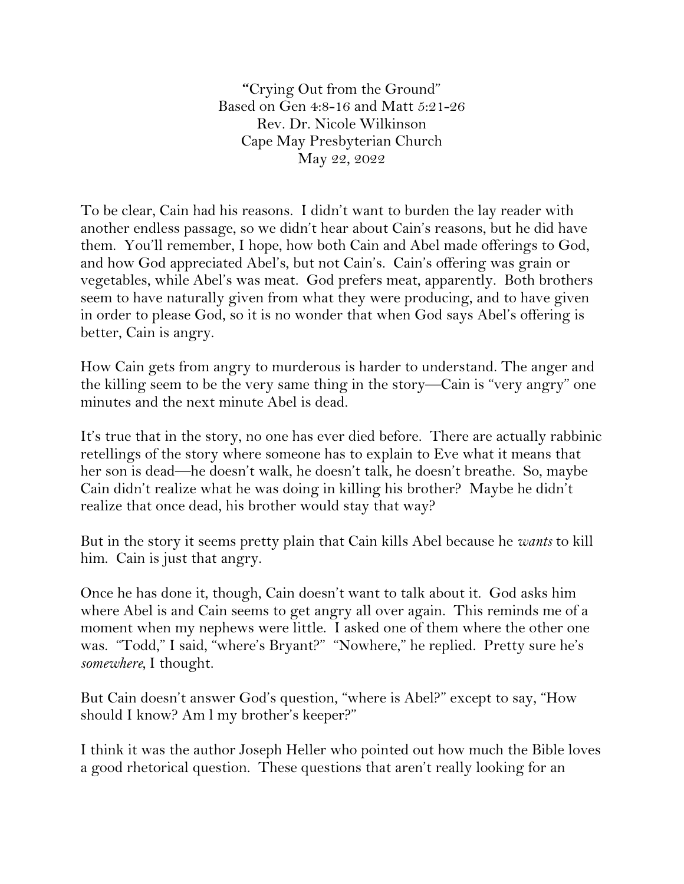"Crying Out from the Ground"
Based on Gen 4:8-16 and Matt 5:21-26
Rev. Dr. Nicole Wilkinson
Cape May Presbyterian Church
May 22, 2022

To be clear, Cain had his reasons. I didn't want to burden the lay reader with another endless passage, so we didn't hear about Cain's reasons, but he did have them. You'll remember, I hope, how both Cain and Abel made offerings to God, and how God appreciated Abel's, but not Cain's. Cain's offering was grain or vegetables, while Abel's was meat. God prefers meat, apparently. Both brothers seem to have naturally given from what they were producing, and to have given in order to please God, so it is no wonder that when God says Abel's offering is better, Cain is angry.

How Cain gets from angry to murderous is harder to understand. The anger and the killing seem to be the very same thing in the story—Cain is "very angry" one minutes and the next minute Abel is dead.

It's true that in the story, no one has ever died before. There are actually rabbinic retellings of the story where someone has to explain to Eve what it means that her son is dead—he doesn't walk, he doesn't talk, he doesn't breathe. So, maybe Cain didn't realize what he was doing in killing his brother? Maybe he didn't realize that once dead, his brother would stay that way?

But in the story it seems pretty plain that Cain kills Abel because he *wants* to kill him. Cain is just that angry.

Once he has done it, though, Cain doesn't want to talk about it. God asks him where Abel is and Cain seems to get angry all over again. This reminds me of a moment when my nephews were little. I asked one of them where the other one was. "Todd," I said, "where's Bryant?" "Nowhere," he replied. Pretty sure he's *somewhere*, I thought.

But Cain doesn't answer God's question, "where is Abel?" except to say, "How should I know? Am I my brother's keeper?"

I think it was the author Joseph Heller who pointed out how much the Bible loves a good rhetorical question. These questions that aren't really looking for an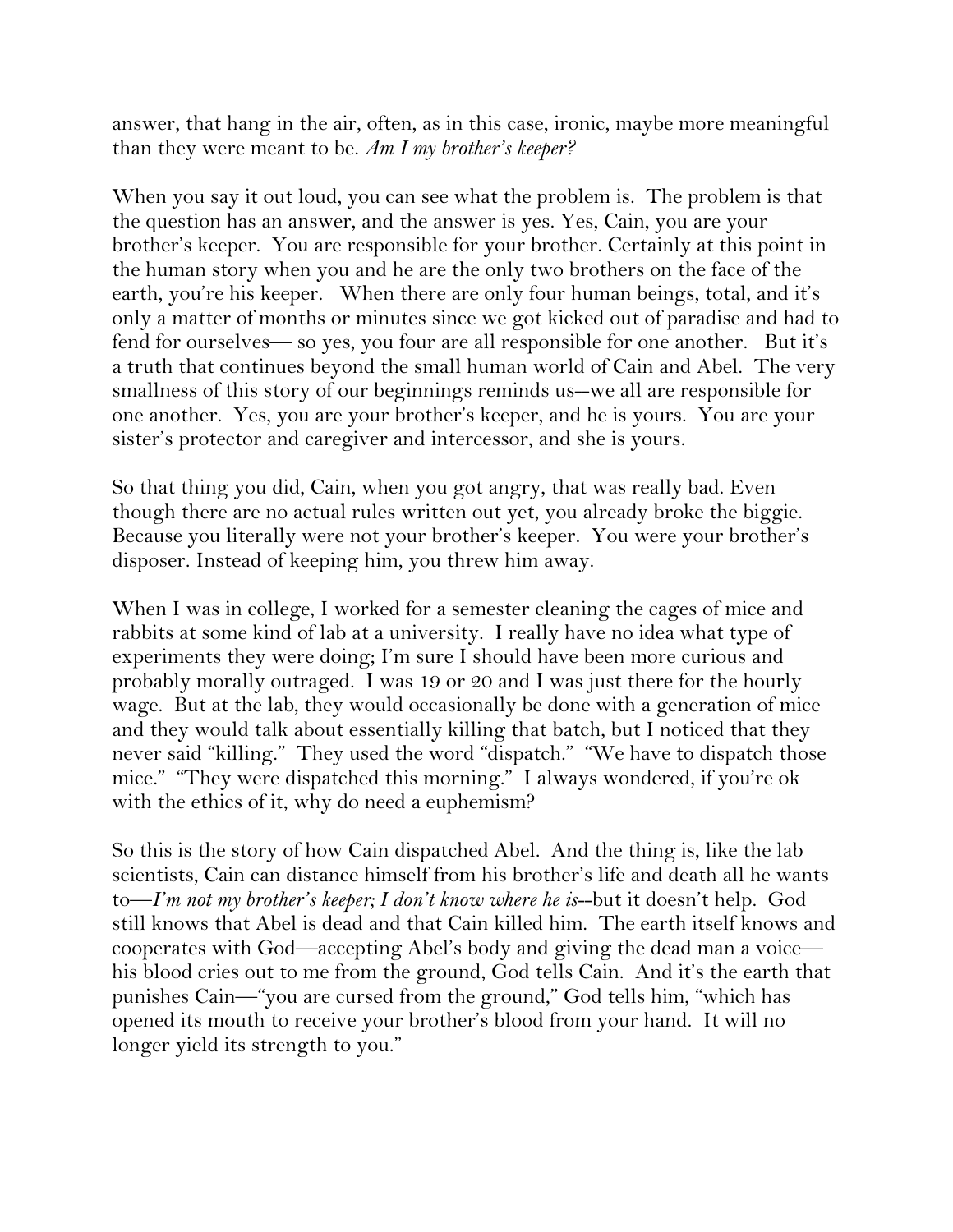answer, that hang in the air, often, as in this case, ironic, maybe more meaningful than they were meant to be. *Am I my brother's keeper?*

When you say it out loud, you can see what the problem is. The problem is that the question has an answer, and the answer is yes. Yes, Cain, you are your brother's keeper. You are responsible for your brother. Certainly at this point in the human story when you and he are the only two brothers on the face of the earth, you're his keeper. When there are only four human beings, total, and it's only a matter of months or minutes since we got kicked out of paradise and had to fend for ourselves— so yes, you four are all responsible for one another. But it's a truth that continues beyond the small human world of Cain and Abel. The very smallness of this story of our beginnings reminds us--we all are responsible for one another. Yes, you are your brother's keeper, and he is yours. You are your sister's protector and caregiver and intercessor, and she is yours.

So that thing you did, Cain, when you got angry, that was really bad. Even though there are no actual rules written out yet, you already broke the biggie. Because you literally were not your brother's keeper. You were your brother's disposer. Instead of keeping him, you threw him away.

When I was in college, I worked for a semester cleaning the cages of mice and rabbits at some kind of lab at a university. I really have no idea what type of experiments they were doing; I'm sure I should have been more curious and probably morally outraged. I was 19 or 20 and I was just there for the hourly wage. But at the lab, they would occasionally be done with a generation of mice and they would talk about essentially killing that batch, but I noticed that they never said "killing." They used the word "dispatch." "We have to dispatch those mice." "They were dispatched this morning." I always wondered, if you're ok with the ethics of it, why do need a euphemism?

So this is the story of how Cain dispatched Abel. And the thing is, like the lab scientists, Cain can distance himself from his brother's life and death all he wants to—*I'm not my brother's keeper; I don't know where he is*--but it doesn't help. God still knows that Abel is dead and that Cain killed him. The earth itself knows and cooperates with God—accepting Abel's body and giving the dead man a voice—his blood cries out to me from the ground, God tells Cain. And it's the earth that punishes Cain—"you are cursed from the ground," God tells him, "which has opened its mouth to receive your brother's blood from your hand. It will no longer yield its strength to you."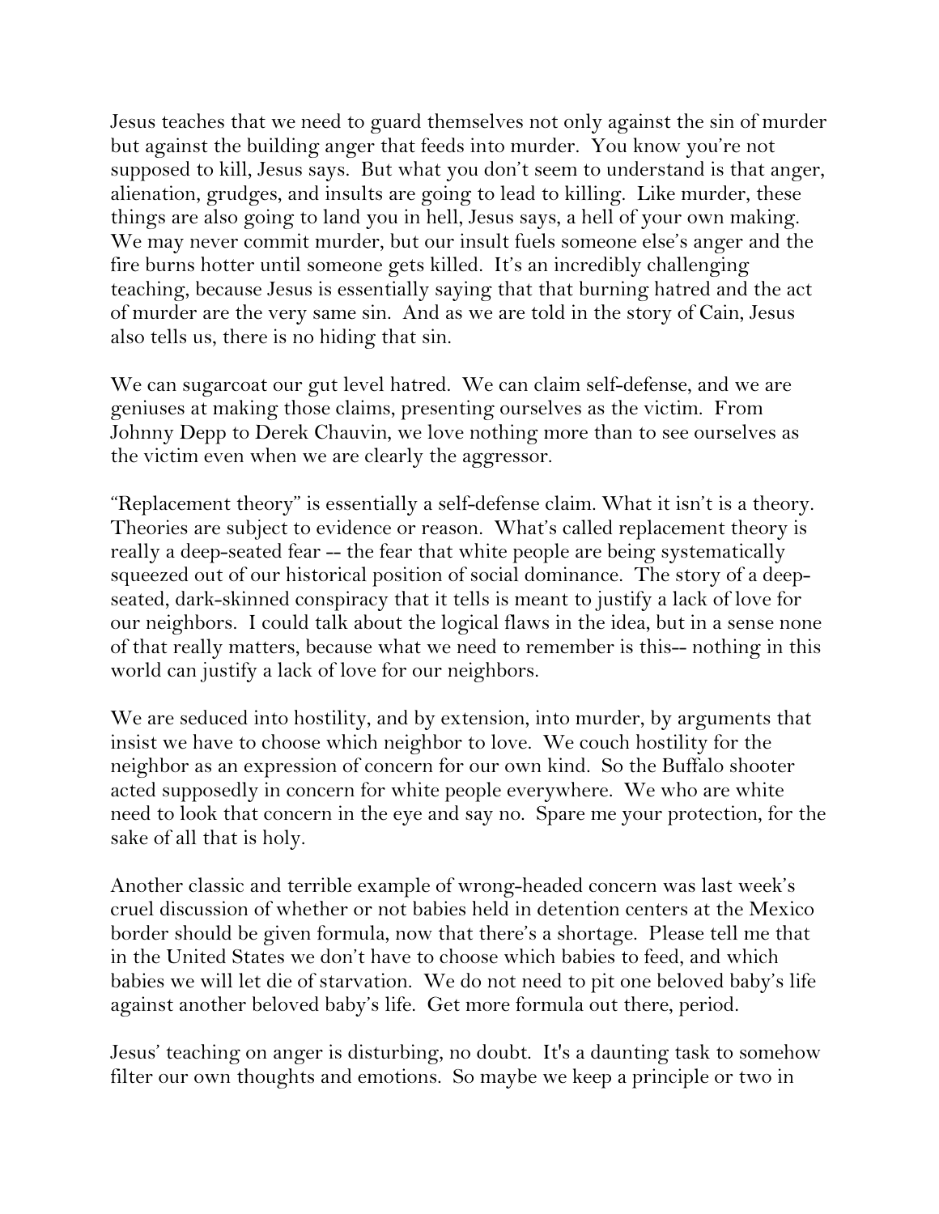Jesus teaches that we need to guard themselves not only against the sin of murder but against the building anger that feeds into murder. You know you're not supposed to kill, Jesus says. But what you don't seem to understand is that anger, alienation, grudges, and insults are going to lead to killing. Like murder, these things are also going to land you in hell, Jesus says, a hell of your own making. We may never commit murder, but our insult fuels someone else's anger and the fire burns hotter until someone gets killed. It's an incredibly challenging teaching, because Jesus is essentially saying that that burning hatred and the act of murder are the very same sin. And as we are told in the story of Cain, Jesus also tells us, there is no hiding that sin.

We can sugarcoat our gut level hatred. We can claim self-defense, and we are geniuses at making those claims, presenting ourselves as the victim. From Johnny Depp to Derek Chauvin, we love nothing more than to see ourselves as the victim even when we are clearly the aggressor.

"Replacement theory" is essentially a self-defense claim. What it isn't is a theory. Theories are subject to evidence or reason. What's called replacement theory is really a deep-seated fear -- the fear that white people are being systematically squeezed out of our historical position of social dominance. The story of a deep-seated, dark-skinned conspiracy that it tells is meant to justify a lack of love for our neighbors. I could talk about the logical flaws in the idea, but in a sense none of that really matters, because what we need to remember is this-- nothing in this world can justify a lack of love for our neighbors.

We are seduced into hostility, and by extension, into murder, by arguments that insist we have to choose which neighbor to love. We couch hostility for the neighbor as an expression of concern for our own kind. So the Buffalo shooter acted supposedly in concern for white people everywhere. We who are white need to look that concern in the eye and say no. Spare me your protection, for the sake of all that is holy.

Another classic and terrible example of wrong-headed concern was last week's cruel discussion of whether or not babies held in detention centers at the Mexico border should be given formula, now that there's a shortage. Please tell me that in the United States we don't have to choose which babies to feed, and which babies we will let die of starvation. We do not need to pit one beloved baby's life against another beloved baby's life. Get more formula out there, period.

Jesus' teaching on anger is disturbing, no doubt. It's a daunting task to somehow filter our own thoughts and emotions. So maybe we keep a principle or two in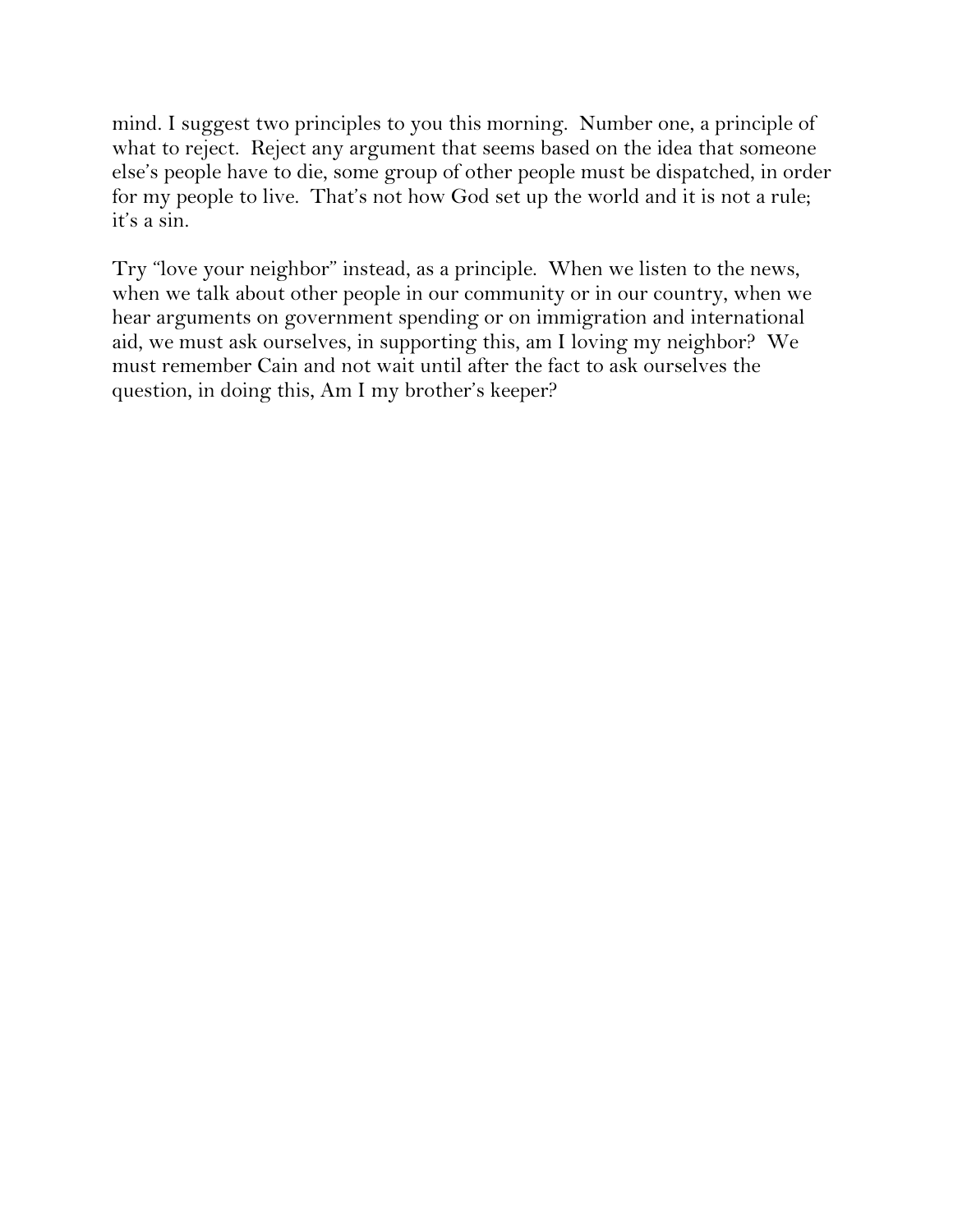mind. I suggest two principles to you this morning. Number one, a principle of what to reject. Reject any argument that seems based on the idea that someone else's people have to die, some group of other people must be dispatched, in order for my people to live. That's not how God set up the world and it is not a rule; it's a sin.

Try "love your neighbor" instead, as a principle. When we listen to the news, when we talk about other people in our community or in our country, when we hear arguments on government spending or on immigration and international aid, we must ask ourselves, in supporting this, am I loving my neighbor? We must remember Cain and not wait until after the fact to ask ourselves the question, in doing this, Am I my brother's keeper?